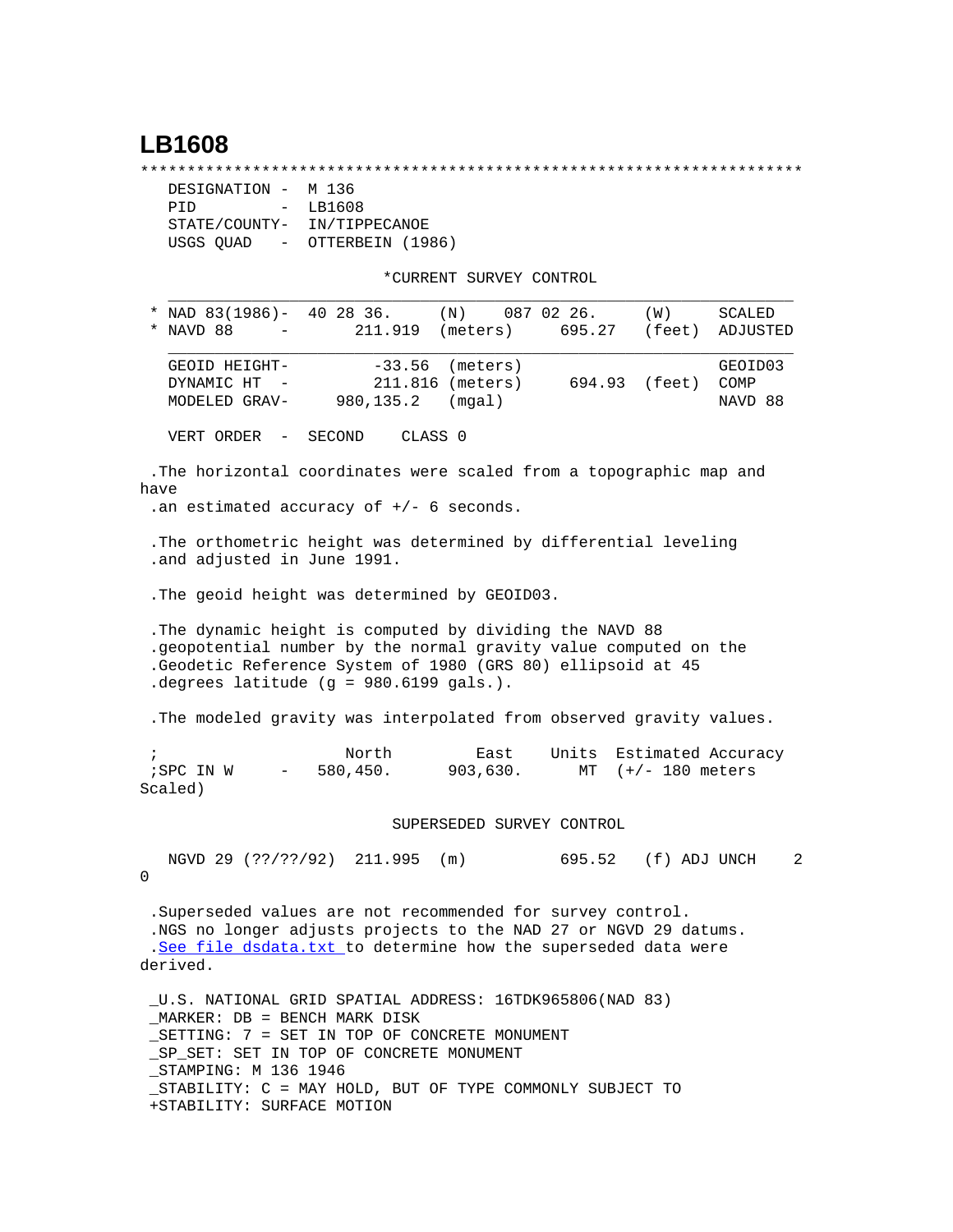# LB1608

```
***********************************************************************
   DESIGNATION -  M 136
   PID         -  LB1608
   STATE/COUNTY-  IN/TIPPECANOE
   USGS QUAD   -  OTTERBEIN (1986)

                              *CURRENT SURVEY CONTROL
   ___________________________________________________________________
 * NAD 83(1986)-  40 28 36.     (N)    087 02 26.     (W)     SCALED
 * NAVD 88     -       211.919  (meters)     695.27   (feet)  ADJUSTED
   ___________________________________________________________________
   GEOID HEIGHT-        -33.56  (meters)                      GEOID03
   DYNAMIC HT  -        211.816 (meters)     694.93   (feet)  COMP
   MODELED GRAV-     980,135.2  (mgal)                        NAVD 88

   VERT ORDER  -  SECOND    CLASS 0

 .The horizontal coordinates were scaled from a topographic map and
have
 .an estimated accuracy of +/- 6 seconds.

 .The orthometric height was determined by differential leveling
 .and adjusted in June 1991.

 .The geoid height was determined by GEOID03.

 .The dynamic height is computed by dividing the NAVD 88
 .geopotential number by the normal gravity value computed on the
 .Geodetic Reference System of 1980 (GRS 80) ellipsoid at 45
 .degrees latitude (g = 980.6199 gals.).

 .The modeled gravity was interpolated from observed gravity values.

 ;                    North         East    Units  Estimated Accuracy
 ;SPC IN W     -   580,450.      903,630.     MT  (+/- 180 meters
Scaled)

                               SUPERSEDED SURVEY CONTROL

   NGVD 29 (??/??/92)  211.995  (m)          695.52   (f) ADJ UNCH    2
0

 .Superseded values are not recommended for survey control.
 .NGS no longer adjusts projects to the NAD 27 or NGVD 29 datums.
 .See file dsdata.txt to determine how the superseded data were
derived.

 _U.S. NATIONAL GRID SPATIAL ADDRESS: 16TDK965806(NAD 83)
 _MARKER: DB = BENCH MARK DISK
 _SETTING: 7 = SET IN TOP OF CONCRETE MONUMENT
 _SP_SET: SET IN TOP OF CONCRETE MONUMENT
 _STAMPING: M 136 1946
 _STABILITY: C = MAY HOLD, BUT OF TYPE COMMONLY SUBJECT TO
 +STABILITY: SURFACE MOTION
```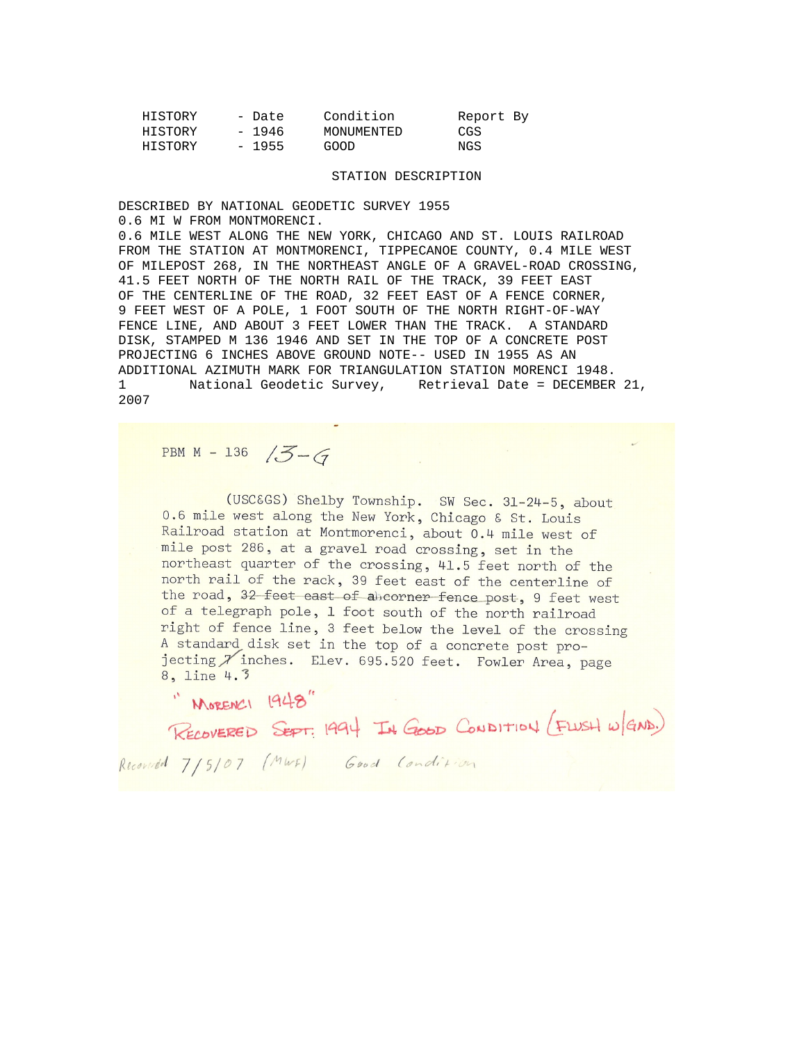| HISTORY | - Date | Condition | Report By |
|---|---|---|---|
| HISTORY | - 1946 | MONUMENTED | CGS |
| HISTORY | - 1955 | GOOD | NGS |

STATION DESCRIPTION

DESCRIBED BY NATIONAL GEODETIC SURVEY 1955
0.6 MI W FROM MONTMORENCI.
0.6 MILE WEST ALONG THE NEW YORK, CHICAGO AND ST. LOUIS RAILROAD FROM THE STATION AT MONTMORENCI, TIPPECANOE COUNTY, 0.4 MILE WEST OF MILEPOST 268, IN THE NORTHEAST ANGLE OF A GRAVEL-ROAD CROSSING, 41.5 FEET NORTH OF THE NORTH RAIL OF THE TRACK, 39 FEET EAST OF THE CENTERLINE OF THE ROAD, 32 FEET EAST OF A FENCE CORNER, 9 FEET WEST OF A POLE, 1 FOOT SOUTH OF THE NORTH RIGHT-OF-WAY FENCE LINE, AND ABOUT 3 FEET LOWER THAN THE TRACK. A STANDARD DISK, STAMPED M 136 1946 AND SET IN THE TOP OF A CONCRETE POST PROJECTING 6 INCHES ABOVE GROUND NOTE-- USED IN 1955 AS AN ADDITIONAL AZIMUTH MARK FOR TRIANGULATION STATION MORENCI 1948.
1 National Geodetic Survey, Retrieval Date = DECEMBER 21, 2007

PBM M - 136 *13-G*

(USC&GS) Shelby Township. SW Sec. 31-24-5, about 0.6 mile west along the New York, Chicago & St. Louis Railroad station at Montmorenci, about 0.4 mile west of mile post 286, at a gravel road crossing, set in the northeast quarter of the crossing, 41.5 feet north of the north rail of the rack, 39 feet east of the centerline of the road, ~~32 feet east of a corner fence post~~, 9 feet west of a telegraph pole, 1 foot south of the north railroad right of fence line, 3 feet below the level of the crossing A standard disk set in the top of a concrete post projecting ~~7~~ inches. Elev. 695.520 feet. Fowler Area, page 8, line 4.3

*"MORENCI 1948"*

*RECOVERED SEPT. 1994 IN GOOD CONDITION (FLUSH W/GND.)*

*Recovered 7/5/07 (MWF) Good Condition*